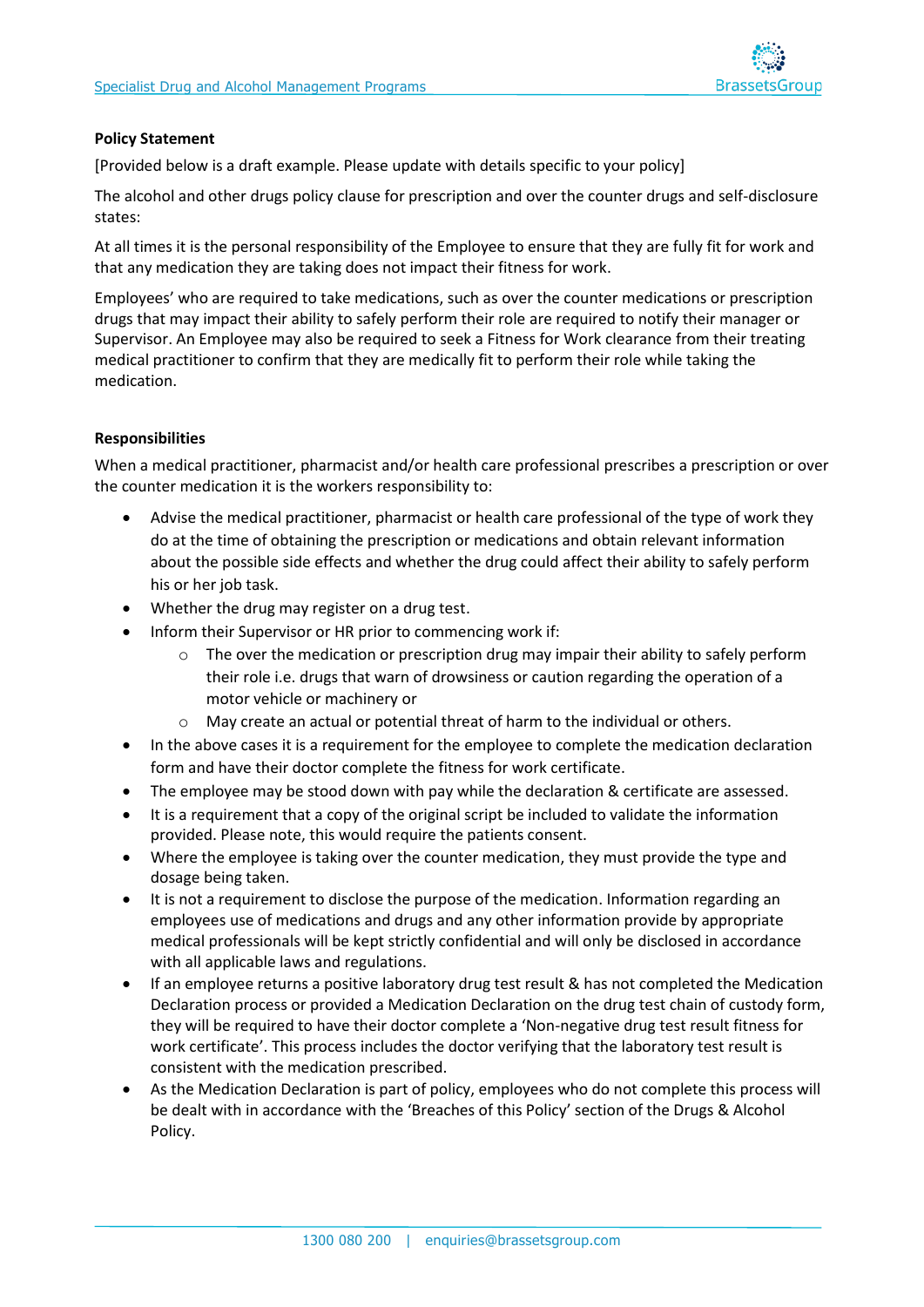**Policy Statement**

[Provided below is a draft example. Please update with details specific to your policy]

The alcohol and other drugs policy clause for prescription and over the counter drugs and self-disclosure states:

At all times it is the personal responsibility of the Employee to ensure that they are fully fit for work and that any medication they are taking does not impact their fitness for work.

Employees' who are required to take medications, such as over the counter medications or prescription drugs that may impact their ability to safely perform their role are required to notify their manager or Supervisor. An Employee may also be required to seek a Fitness for Work clearance from their treating medical practitioner to confirm that they are medically fit to perform their role while taking the medication.

**Responsibilities**

When a medical practitioner, pharmacist and/or health care professional prescribes a prescription or over the counter medication it is the workers responsibility to:

- Advise the medical practitioner, pharmacist or health care professional of the type of work they do at the time of obtaining the prescription or medications and obtain relevant information about the possible side effects and whether the drug could affect their ability to safely perform his or her job task.
- Whether the drug may register on a drug test.
- Inform their Supervisor or HR prior to commencing work if:
  - The over the medication or prescription drug may impair their ability to safely perform their role i.e. drugs that warn of drowsiness or caution regarding the operation of a motor vehicle or machinery or
  - May create an actual or potential threat of harm to the individual or others.
- In the above cases it is a requirement for the employee to complete the medication declaration form and have their doctor complete the fitness for work certificate.
- The employee may be stood down with pay while the declaration & certificate are assessed.
- It is a requirement that a copy of the original script be included to validate the information provided. Please note, this would require the patients consent.
- Where the employee is taking over the counter medication, they must provide the type and dosage being taken.
- It is not a requirement to disclose the purpose of the medication. Information regarding an employees use of medications and drugs and any other information provide by appropriate medical professionals will be kept strictly confidential and will only be disclosed in accordance with all applicable laws and regulations.
- If an employee returns a positive laboratory drug test result & has not completed the Medication Declaration process or provided a Medication Declaration on the drug test chain of custody form, they will be required to have their doctor complete a 'Non-negative drug test result fitness for work certificate'. This process includes the doctor verifying that the laboratory test result is consistent with the medication prescribed.
- As the Medication Declaration is part of policy, employees who do not complete this process will be dealt with in accordance with the 'Breaches of this Policy' section of the Drugs & Alcohol Policy.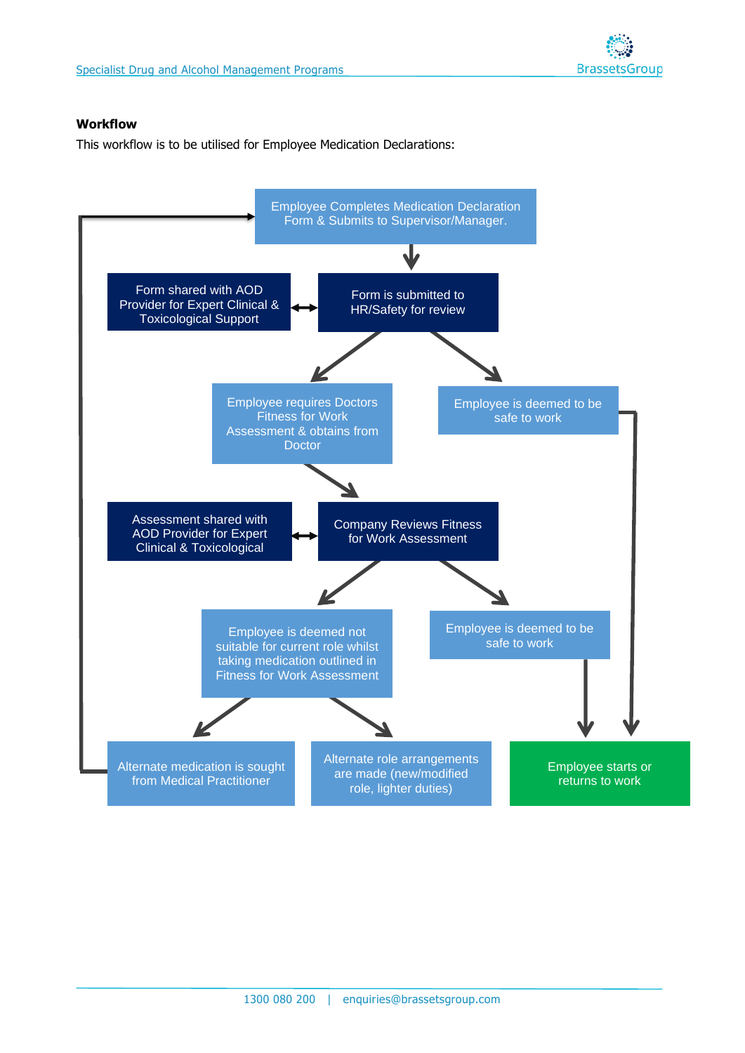**Workflow**

This workflow is to be utilised for Employee Medication Declarations:

Employee Completes Medication Declaration Form & Submits to Supervisor/Manager.

Form shared with AOD Provider for Expert Clinical & Toxicological Support

Form is submitted to HR/Safety for review

Employee requires Doctors Fitness for Work Assessment & obtains from Doctor

Employee is deemed to be safe to work

Assessment shared with AOD Provider for Expert Clinical & Toxicological

Company Reviews Fitness for Work Assessment

Employee is deemed not suitable for current role whilst taking medication outlined in Fitness for Work Assessment

Employee is deemed to be safe to work

Alternate medication is sought from Medical Practitioner

Alternate role arrangements are made (new/modified role, lighter duties)

Employee starts or returns to work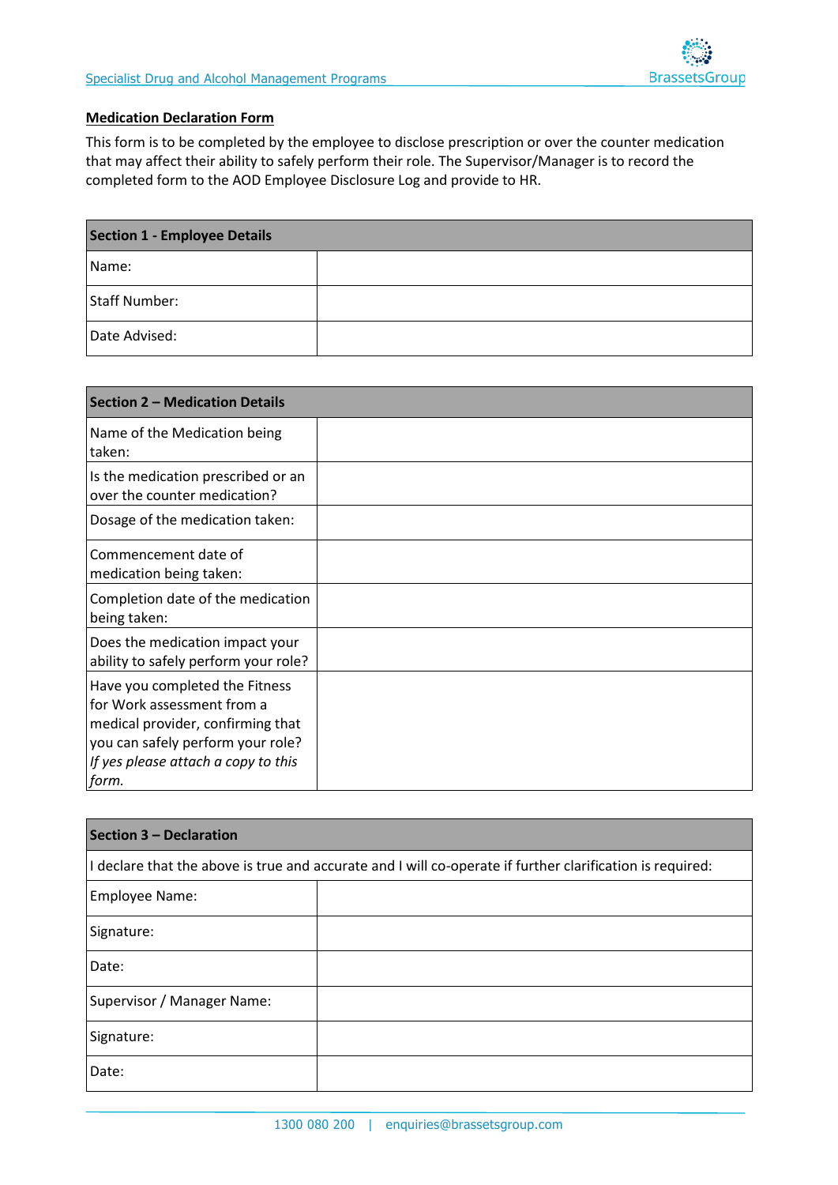**Medication Declaration Form**

This form is to be completed by the employee to disclose prescription or over the counter medication that may affect their ability to safely perform their role. The Supervisor/Manager is to record the completed form to the AOD Employee Disclosure Log and provide to HR.

| **Section 1 - Employee Details** | |
|---|---|
| Name: | |
| Staff Number: | |
| Date Advised: | |

| **Section 2 – Medication Details** | |
|---|---|
| Name of the Medication being taken: | |
| Is the medication prescribed or an over the counter medication? | |
| Dosage of the medication taken: | |
| Commencement date of medication being taken: | |
| Completion date of the medication being taken: | |
| Does the medication impact your ability to safely perform your role? | |
| Have you completed the Fitness for Work assessment from a medical provider, confirming that you can safely perform your role? *If yes please attach a copy to this form.* | |

| **Section 3 – Declaration** | |
|---|---|
| I declare that the above is true and accurate and I will co-operate if further clarification is required: | |
| Employee Name: | |
| Signature: | |
| Date: | |
| Supervisor / Manager Name: | |
| Signature: | |
| Date: | |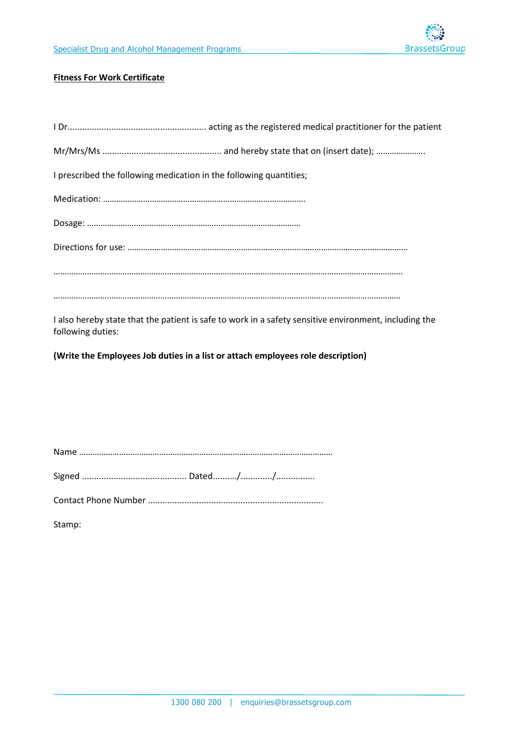**Fitness For Work Certificate**

I Dr......................................................... acting as the registered medical practitioner for the patient

Mr/Mrs/Ms ................................................ and hereby state that on (insert date); ………………….

I prescribed the following medication in the following quantities;

Medication: ……………………………………………………………………………….

Dosage: …………………………………………………………………………………….

Directions for use: ………………………………………………………………………………………………………………

………………………………………………………………………………………………………………………………………….

………………………………………………………………………………………………………………………………………….

I also hereby state that the patient is safe to work in a safety sensitive environment, including the following duties:

**(Write the Employees Job duties in a list or attach employees role description)**

Name ……………………………………………………………………………………………………

Signed ........................................... Dated........../............./................

Contact Phone Number .......................................................................

Stamp: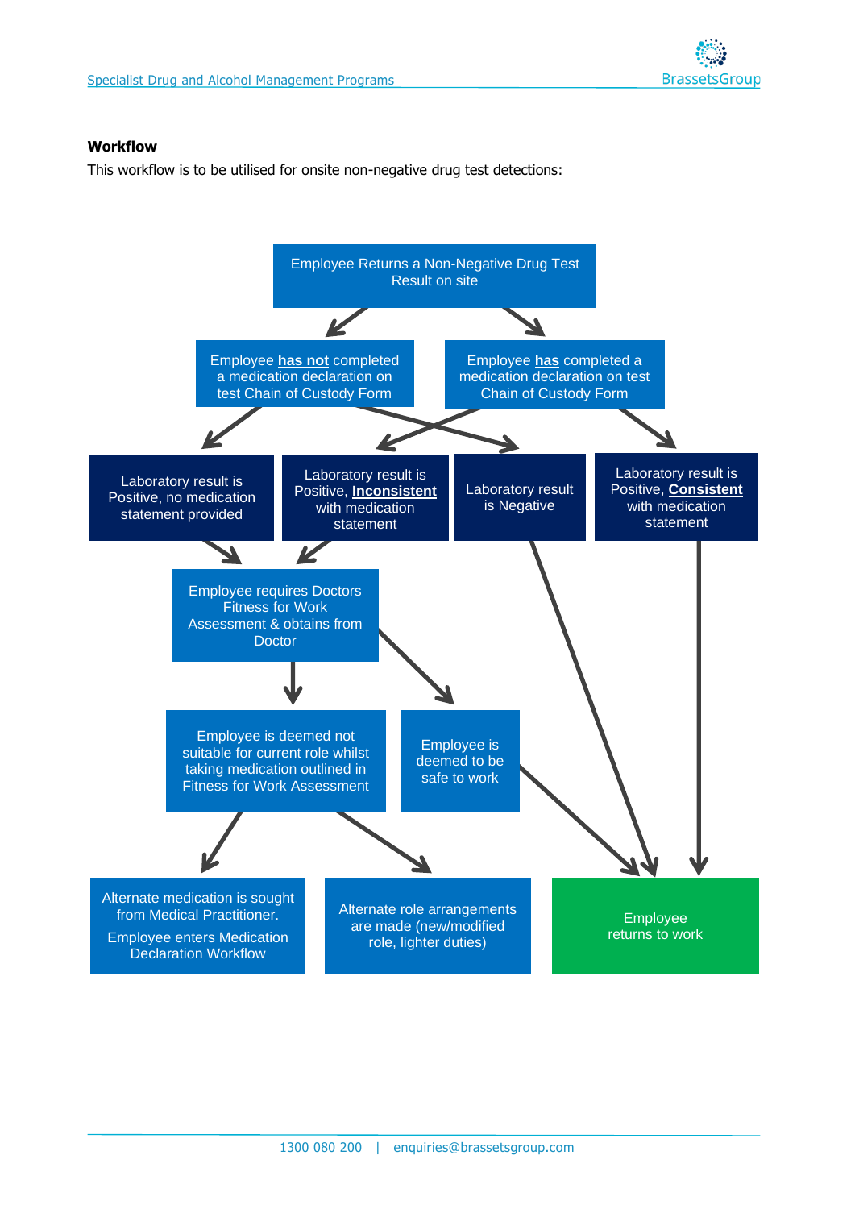**Workflow**

This workflow is to be utilised for onsite non-negative drug test detections:

Employee Returns a Non-Negative Drug Test Result on site

Employee **has not** completed a medication declaration on test Chain of Custody Form

Employee **has** completed a medication declaration on test Chain of Custody Form

Laboratory result is Positive, no medication statement provided

Laboratory result is Positive, **Inconsistent** with medication statement

Laboratory result is Negative

Laboratory result is Positive, **Consistent** with medication statement

Employee requires Doctors Fitness for Work Assessment & obtains from Doctor

Employee is deemed not suitable for current role whilst taking medication outlined in Fitness for Work Assessment

Employee is deemed to be safe to work

Alternate medication is sought from Medical Practitioner.

Employee enters Medication Declaration Workflow

Alternate role arrangements are made (new/modified role, lighter duties)

Employee returns to work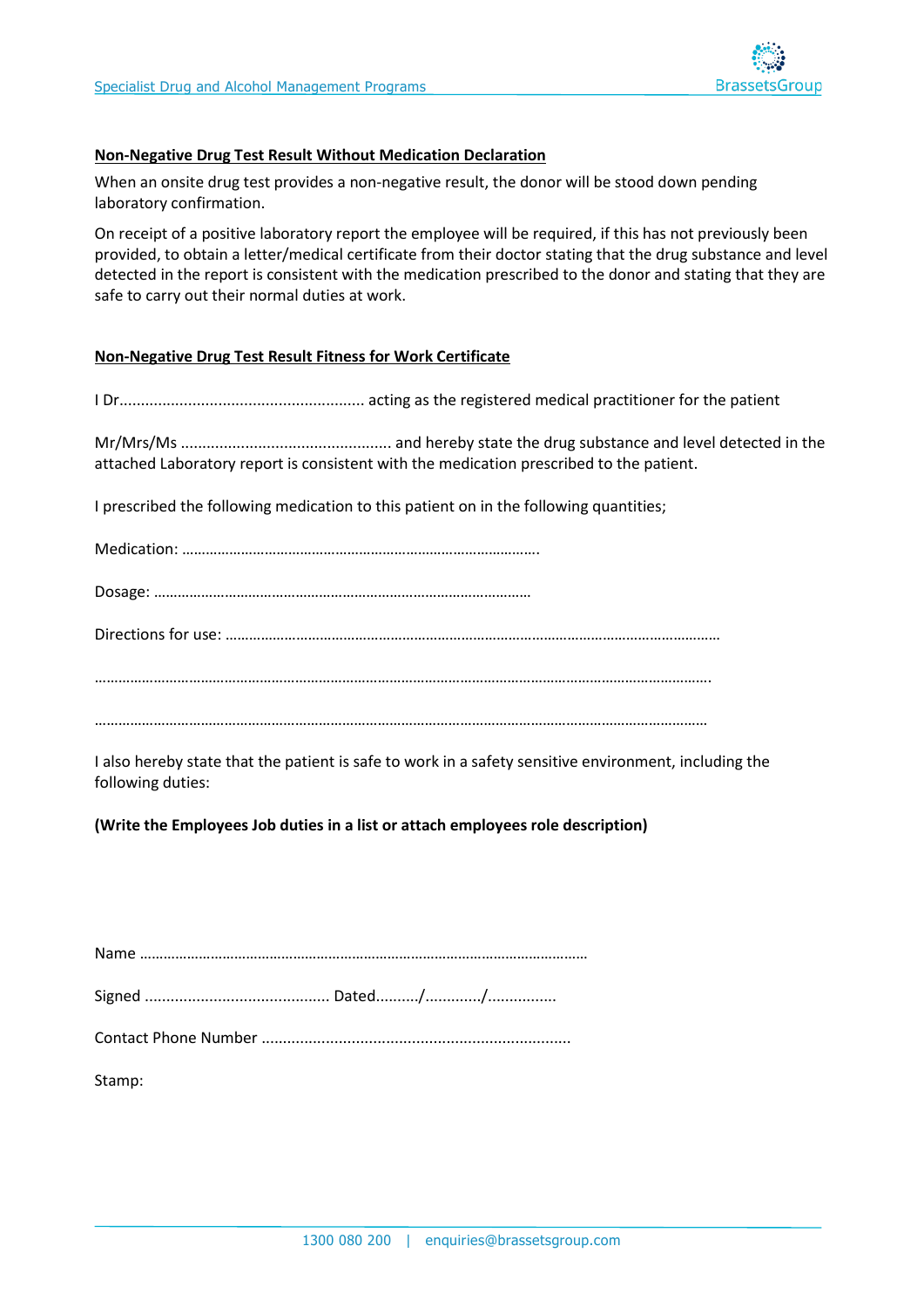## Non-Negative Drug Test Result Without Medication Declaration

When an onsite drug test provides a non-negative result, the donor will be stood down pending laboratory confirmation.

On receipt of a positive laboratory report the employee will be required, if this has not previously been provided, to obtain a letter/medical certificate from their doctor stating that the drug substance and level detected in the report is consistent with the medication prescribed to the donor and stating that they are safe to carry out their normal duties at work.

## Non-Negative Drug Test Result Fitness for Work Certificate

I Dr......................................................... acting as the registered medical practitioner for the patient

Mr/Mrs/Ms ................................................. and hereby state the drug substance and level detected in the attached Laboratory report is consistent with the medication prescribed to the patient.

I prescribed the following medication to this patient on in the following quantities;

Medication: ……………………………………………………………………………….

Dosage: ……………………………………………………………………………………

Directions for use: ……………………………………………………………………………………………………………

…………………………………………………………………………………………………………………………………………….

……………………………………………………………………………………………………………………………………………

I also hereby state that the patient is safe to work in a safety sensitive environment, including the following duties:

**(Write the Employees Job duties in a list or attach employees role description)**

Name ……………………………………………………………………………………………………

Signed ........................................... Dated........../............./................

Contact Phone Number .......................................................................

Stamp: